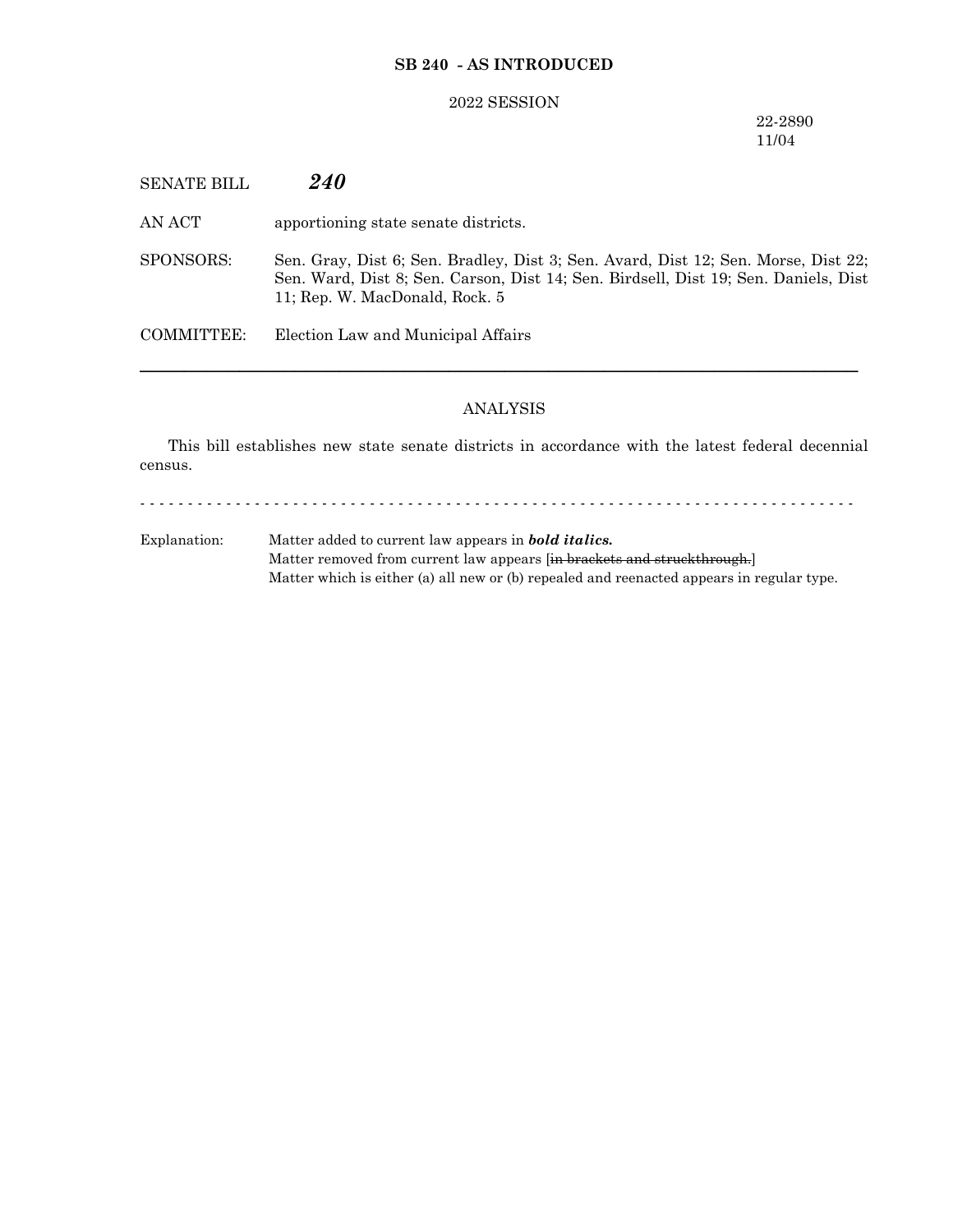**SB 240 - AS INTRODUCED**

2022 SESSION

22-2890
11/04

SENATE BILL ***240***

AN ACT apportioning state senate districts.

SPONSORS: Sen. Gray, Dist 6; Sen. Bradley, Dist 3; Sen. Avard, Dist 12; Sen. Morse, Dist 22; Sen. Ward, Dist 8; Sen. Carson, Dist 14; Sen. Birdsell, Dist 19; Sen. Daniels, Dist 11; Rep. W. MacDonald, Rock. 5

COMMITTEE: Election Law and Municipal Affairs

---

ANALYSIS

This bill establishes new state senate districts in accordance with the latest federal decennial census.

- - - - - - - - - - - - - - - - - - - - - - - - - - - - - - - - - - - - - - - - - - - - - - - - - - - - - - - - - - - - - - - - - - - - - - - - -

Explanation: Matter added to current law appears in ***bold italics.***
Matter removed from current law appears [~~in brackets and struckthrough.~~]
Matter which is either (a) all new or (b) repealed and reenacted appears in regular type.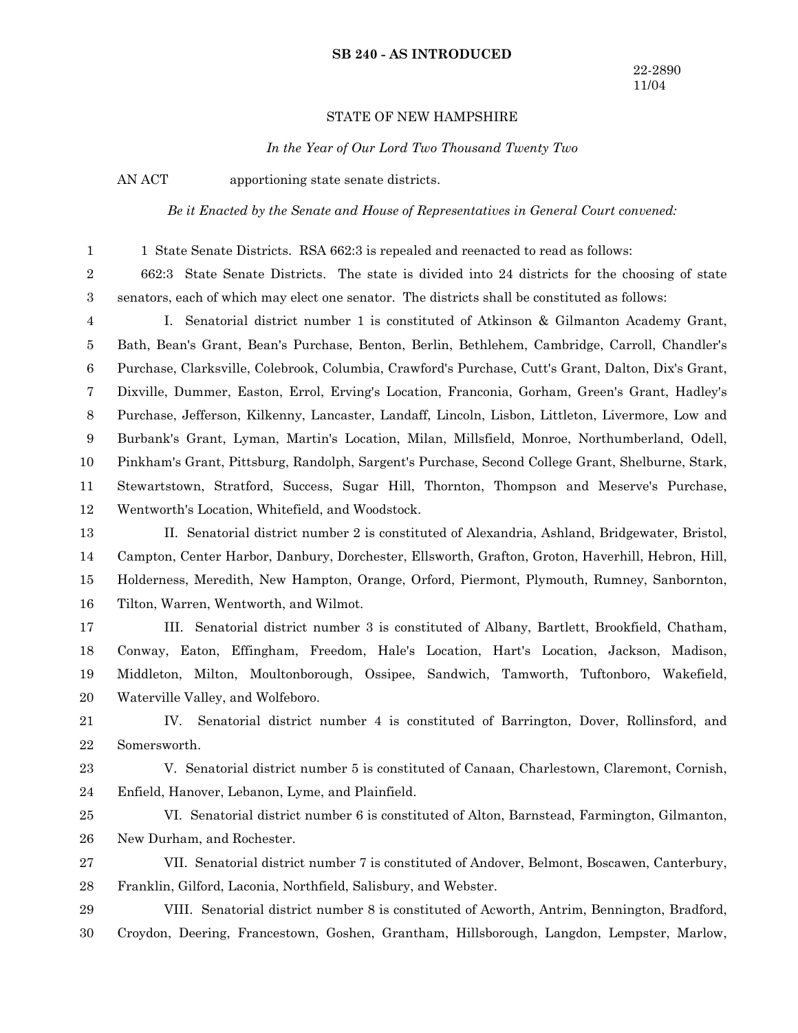**SB 240 - AS INTRODUCED**

22-2890
11/04

STATE OF NEW HAMPSHIRE

*In the Year of Our Lord Two Thousand Twenty Two*

AN ACT apportioning state senate districts.

*Be it Enacted by the Senate and House of Representatives in General Court convened:*

1 State Senate Districts. RSA 662:3 is repealed and reenacted to read as follows:

662:3 State Senate Districts. The state is divided into 24 districts for the choosing of state senators, each of which may elect one senator. The districts shall be constituted as follows:

I. Senatorial district number 1 is constituted of Atkinson & Gilmanton Academy Grant, Bath, Bean's Grant, Bean's Purchase, Benton, Berlin, Bethlehem, Cambridge, Carroll, Chandler's Purchase, Clarksville, Colebrook, Columbia, Crawford's Purchase, Cutt's Grant, Dalton, Dix's Grant, Dixville, Dummer, Easton, Errol, Erving's Location, Franconia, Gorham, Green's Grant, Hadley's Purchase, Jefferson, Kilkenny, Lancaster, Landaff, Lincoln, Lisbon, Littleton, Livermore, Low and Burbank's Grant, Lyman, Martin's Location, Milan, Millsfield, Monroe, Northumberland, Odell, Pinkham's Grant, Pittsburg, Randolph, Sargent's Purchase, Second College Grant, Shelburne, Stark, Stewartstown, Stratford, Success, Sugar Hill, Thornton, Thompson and Meserve's Purchase, Wentworth's Location, Whitefield, and Woodstock.

II. Senatorial district number 2 is constituted of Alexandria, Ashland, Bridgewater, Bristol, Campton, Center Harbor, Danbury, Dorchester, Ellsworth, Grafton, Groton, Haverhill, Hebron, Hill, Holderness, Meredith, New Hampton, Orange, Orford, Piermont, Plymouth, Rumney, Sanbornton, Tilton, Warren, Wentworth, and Wilmot.

III. Senatorial district number 3 is constituted of Albany, Bartlett, Brookfield, Chatham, Conway, Eaton, Effingham, Freedom, Hale's Location, Hart's Location, Jackson, Madison, Middleton, Milton, Moultonborough, Ossipee, Sandwich, Tamworth, Tuftonboro, Wakefield, Waterville Valley, and Wolfeboro.

IV. Senatorial district number 4 is constituted of Barrington, Dover, Rollinsford, and Somersworth.

V. Senatorial district number 5 is constituted of Canaan, Charlestown, Claremont, Cornish, Enfield, Hanover, Lebanon, Lyme, and Plainfield.

VI. Senatorial district number 6 is constituted of Alton, Barnstead, Farmington, Gilmanton, New Durham, and Rochester.

VII. Senatorial district number 7 is constituted of Andover, Belmont, Boscawen, Canterbury, Franklin, Gilford, Laconia, Northfield, Salisbury, and Webster.

VIII. Senatorial district number 8 is constituted of Acworth, Antrim, Bennington, Bradford, Croydon, Deering, Francestown, Goshen, Grantham, Hillsborough, Langdon, Lempster, Marlow,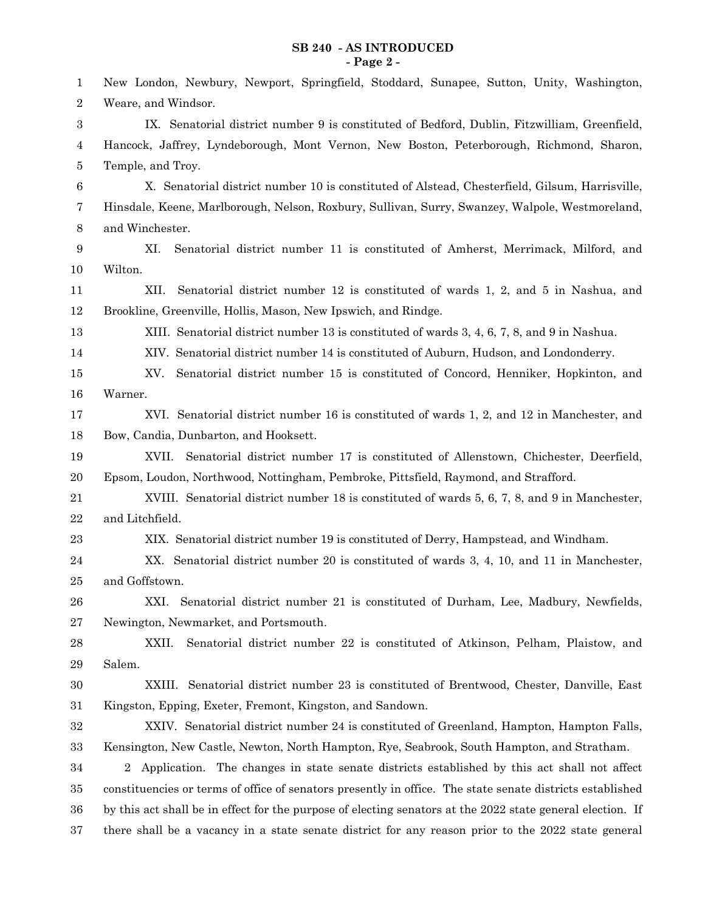New London, Newbury, Newport, Springfield, Stoddard, Sunapee, Sutton, Unity, Washington, Weare, and Windsor.

IX. Senatorial district number 9 is constituted of Bedford, Dublin, Fitzwilliam, Greenfield, Hancock, Jaffrey, Lyndeborough, Mont Vernon, New Boston, Peterborough, Richmond, Sharon, Temple, and Troy.

X. Senatorial district number 10 is constituted of Alstead, Chesterfield, Gilsum, Harrisville, Hinsdale, Keene, Marlborough, Nelson, Roxbury, Sullivan, Surry, Swanzey, Walpole, Westmoreland, and Winchester.

XI. Senatorial district number 11 is constituted of Amherst, Merrimack, Milford, and Wilton.

XII. Senatorial district number 12 is constituted of wards 1, 2, and 5 in Nashua, and Brookline, Greenville, Hollis, Mason, New Ipswich, and Rindge.

XIII. Senatorial district number 13 is constituted of wards 3, 4, 6, 7, 8, and 9 in Nashua.

XIV. Senatorial district number 14 is constituted of Auburn, Hudson, and Londonderry.

XV. Senatorial district number 15 is constituted of Concord, Henniker, Hopkinton, and Warner.

XVI. Senatorial district number 16 is constituted of wards 1, 2, and 12 in Manchester, and Bow, Candia, Dunbarton, and Hooksett.

XVII. Senatorial district number 17 is constituted of Allenstown, Chichester, Deerfield, Epsom, Loudon, Northwood, Nottingham, Pembroke, Pittsfield, Raymond, and Strafford.

XVIII. Senatorial district number 18 is constituted of wards 5, 6, 7, 8, and 9 in Manchester, and Litchfield.

XIX. Senatorial district number 19 is constituted of Derry, Hampstead, and Windham.

XX. Senatorial district number 20 is constituted of wards 3, 4, 10, and 11 in Manchester, and Goffstown.

XXI. Senatorial district number 21 is constituted of Durham, Lee, Madbury, Newfields, Newington, Newmarket, and Portsmouth.

XXII. Senatorial district number 22 is constituted of Atkinson, Pelham, Plaistow, and Salem.

XXIII. Senatorial district number 23 is constituted of Brentwood, Chester, Danville, East Kingston, Epping, Exeter, Fremont, Kingston, and Sandown.

XXIV. Senatorial district number 24 is constituted of Greenland, Hampton, Hampton Falls, Kensington, New Castle, Newton, North Hampton, Rye, Seabrook, South Hampton, and Stratham.

2 Application. The changes in state senate districts established by this act shall not affect constituencies or terms of office of senators presently in office. The state senate districts established by this act shall be in effect for the purpose of electing senators at the 2022 state general election. If there shall be a vacancy in a state senate district for any reason prior to the 2022 state general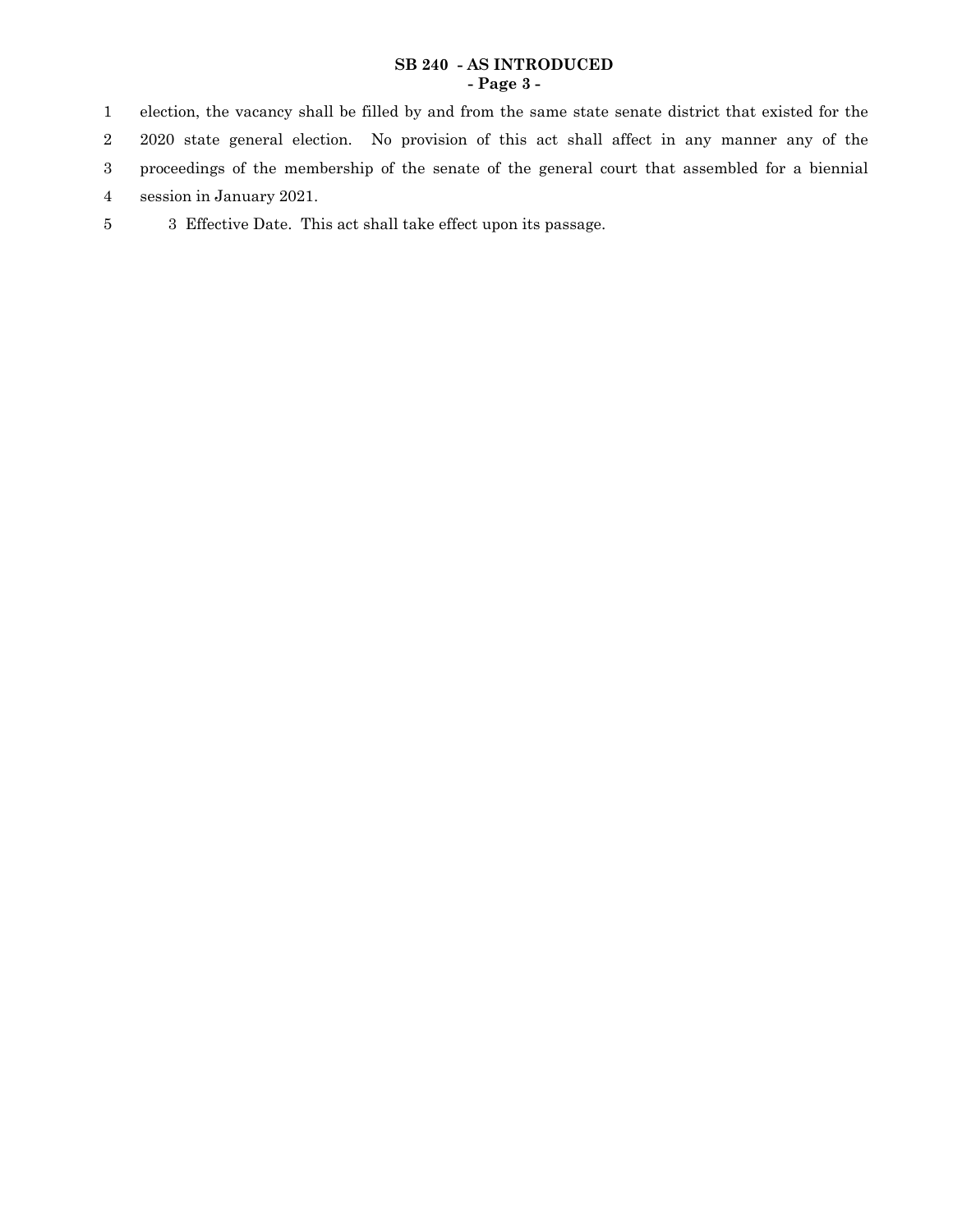election, the vacancy shall be filled by and from the same state senate district that existed for the 2020 state general election. No provision of this act shall affect in any manner any of the proceedings of the membership of the senate of the general court that assembled for a biennial session in January 2021.

3 Effective Date. This act shall take effect upon its passage.